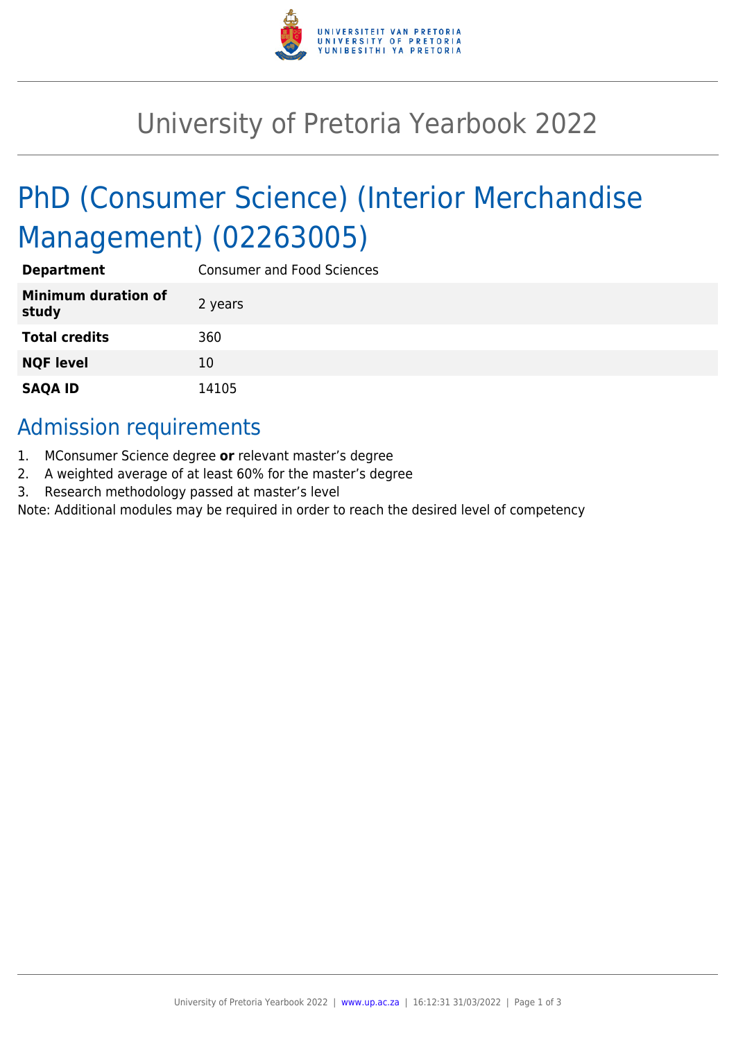# University of Pretoria Yearbook 2022

## PhD (Consumer Science) (Interior Merchandise Management) (02263005)

| | |
|---|---|
| **Department** | Consumer and Food Sciences |
| **Minimum duration of study** | 2 years |
| **Total credits** | 360 |
| **NQF level** | 10 |
| **SAQA ID** | 14105 |

## Admission requirements

1. MConsumer Science degree **or** relevant master's degree
2. A weighted average of at least 60% for the master's degree
3. Research methodology passed at master's level

Note: Additional modules may be required in order to reach the desired level of competency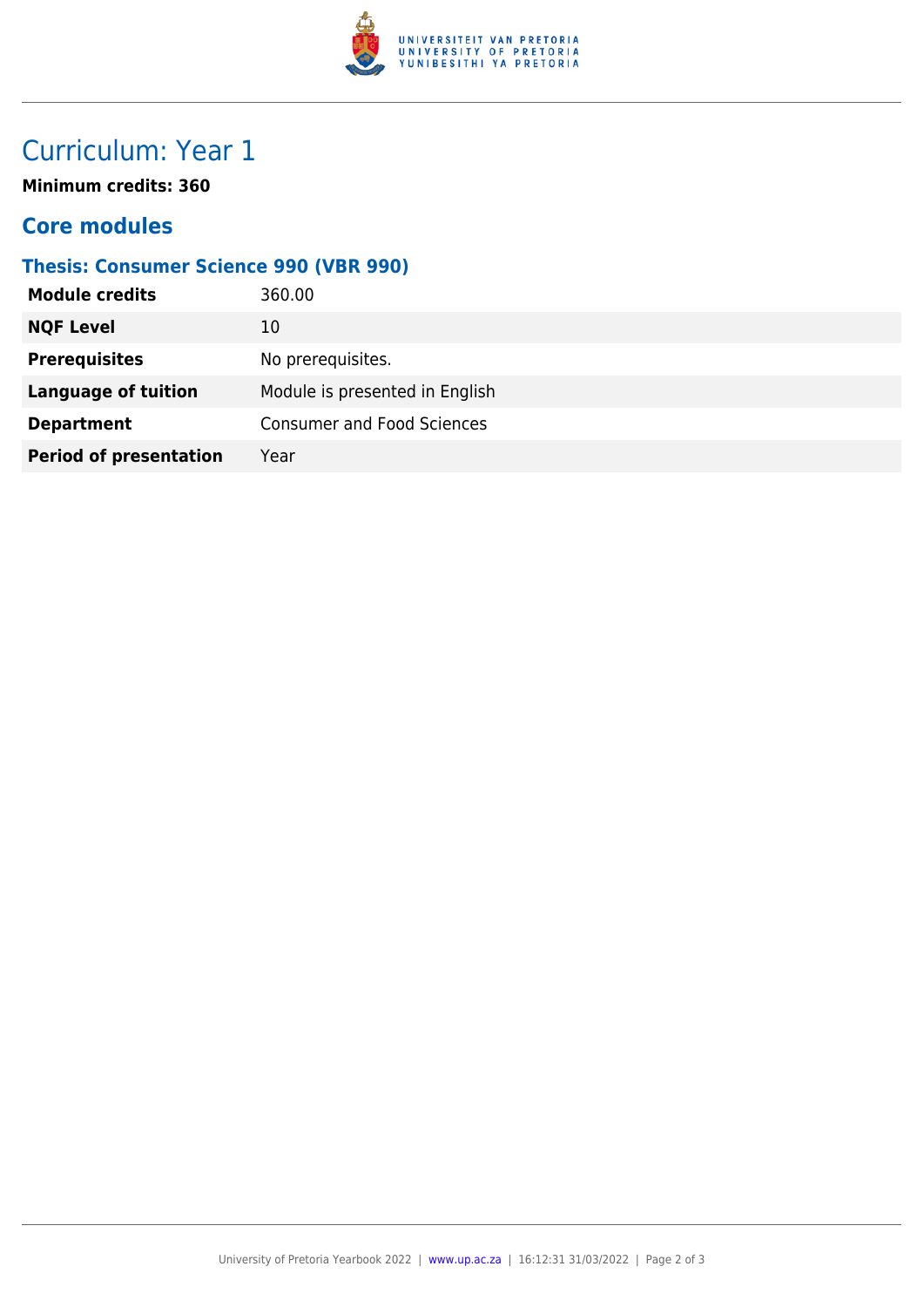# Curriculum: Year 1

**Minimum credits: 360**

## Core modules

### Thesis: Consumer Science 990 (VBR 990)

| | |
|---|---|
| **Module credits** | 360.00 |
| **NQF Level** | 10 |
| **Prerequisites** | No prerequisites. |
| **Language of tuition** | Module is presented in English |
| **Department** | Consumer and Food Sciences |
| **Period of presentation** | Year |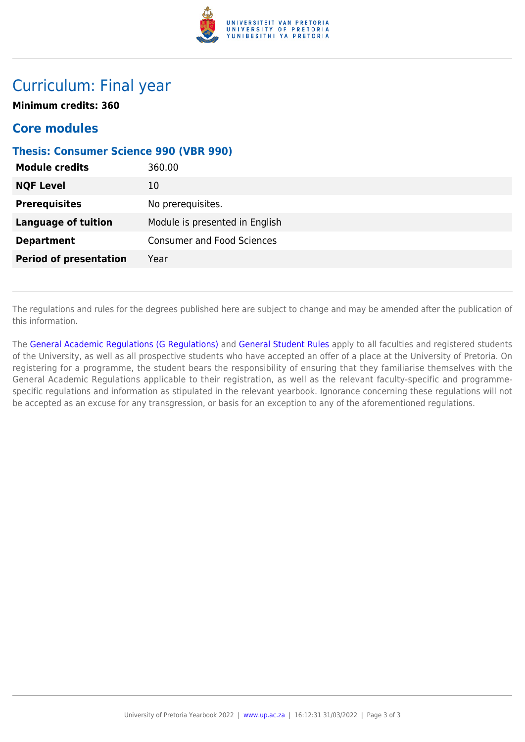# Curriculum: Final year

**Minimum credits: 360**

## Core modules

### Thesis: Consumer Science 990 (VBR 990)

| | |
|---|---|
| **Module credits** | 360.00 |
| **NQF Level** | 10 |
| **Prerequisites** | No prerequisites. |
| **Language of tuition** | Module is presented in English |
| **Department** | Consumer and Food Sciences |
| **Period of presentation** | Year |

The regulations and rules for the degrees published here are subject to change and may be amended after the publication of this information.

The General Academic Regulations (G Regulations) and General Student Rules apply to all faculties and registered students of the University, as well as all prospective students who have accepted an offer of a place at the University of Pretoria. On registering for a programme, the student bears the responsibility of ensuring that they familiarise themselves with the General Academic Regulations applicable to their registration, as well as the relevant faculty-specific and programme-specific regulations and information as stipulated in the relevant yearbook. Ignorance concerning these regulations will not be accepted as an excuse for any transgression, or basis for an exception to any of the aforementioned regulations.